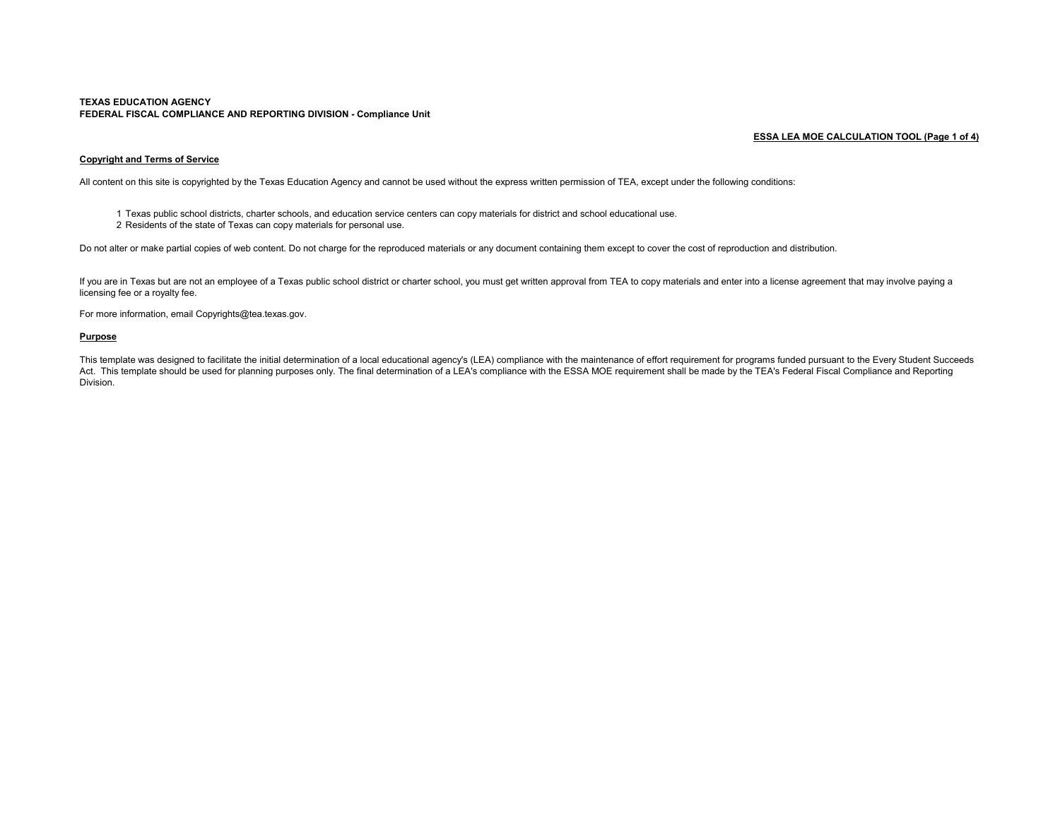**TEXAS EDUCATION AGENCY**
**FEDERAL FISCAL COMPLIANCE AND REPORTING DIVISION - Compliance Unit**

**ESSA LEA MOE CALCULATION TOOL (Page 1 of 4)**

## Copyright and Terms of Service

All content on this site is copyrighted by the Texas Education Agency and cannot be used without the express written permission of TEA, except under the following conditions:

1. Texas public school districts, charter schools, and education service centers can copy materials for district and school educational use.
2. Residents of the state of Texas can copy materials for personal use.

Do not alter or make partial copies of web content. Do not charge for the reproduced materials or any document containing them except to cover the cost of reproduction and distribution.

If you are in Texas but are not an employee of a Texas public school district or charter school, you must get written approval from TEA to copy materials and enter into a license agreement that may involve paying a licensing fee or a royalty fee.

For more information, email Copyrights@tea.texas.gov.

## Purpose

This template was designed to facilitate the initial determination of a local educational agency's (LEA) compliance with the maintenance of effort requirement for programs funded pursuant to the Every Student Succeeds Act. This template should be used for planning purposes only. The final determination of a LEA's compliance with the ESSA MOE requirement shall be made by the TEA's Federal Fiscal Compliance and Reporting Division.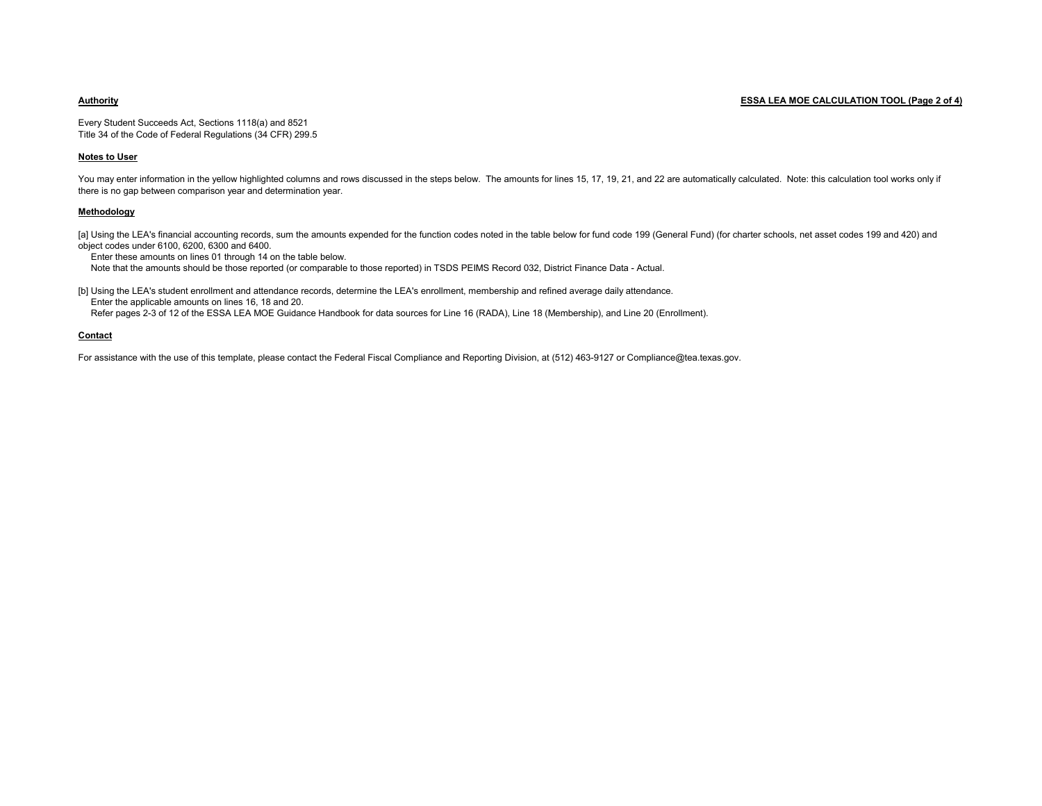**ESSA LEA MOE CALCULATION TOOL (Page 2 of 4)**

## Authority

Every Student Succeeds Act, Sections 1118(a) and 8521
Title 34 of the Code of Federal Regulations (34 CFR) 299.5

## Notes to User

You may enter information in the yellow highlighted columns and rows discussed in the steps below. The amounts for lines 15, 17, 19, 21, and 22 are automatically calculated. Note: this calculation tool works only if there is no gap between comparison year and determination year.

## Methodology

[a] Using the LEA's financial accounting records, sum the amounts expended for the function codes noted in the table below for fund code 199 (General Fund) (for charter schools, net asset codes 199 and 420) and object codes under 6100, 6200, 6300 and 6400.
Enter these amounts on lines 01 through 14 on the table below.
Note that the amounts should be those reported (or comparable to those reported) in TSDS PEIMS Record 032, District Finance Data - Actual.

[b] Using the LEA's student enrollment and attendance records, determine the LEA's enrollment, membership and refined average daily attendance.
Enter the applicable amounts on lines 16, 18 and 20.
Refer pages 2-3 of 12 of the ESSA LEA MOE Guidance Handbook for data sources for Line 16 (RADA), Line 18 (Membership), and Line 20 (Enrollment).

## Contact

For assistance with the use of this template, please contact the Federal Fiscal Compliance and Reporting Division, at (512) 463-9127 or Compliance@tea.texas.gov.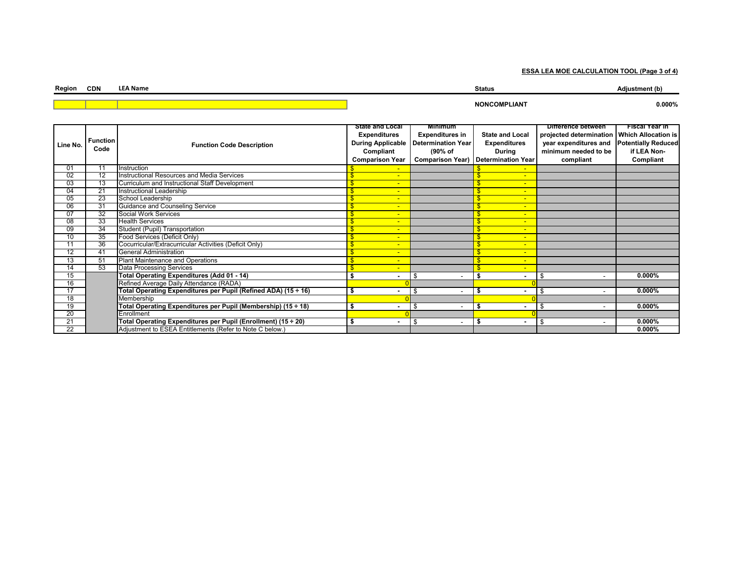**ESSA LEA MOE CALCULATION TOOL (Page 3 of 4)**

| Region | CDN | LEA Name | Status | Adjustment (b) |
|---|---|---|---|---|
| | | | NONCOMPLIANT | 0.000% |

| Line No. | Function Code | Function Code Description | State and Local Expenditures During Applicable Compliant Comparison Year | Minimum Expenditures in Determination Year (90% of Comparison Year) | State and Local Expenditures During Determination Year | Difference between projected determination year expenditures and minimum needed to be compliant | Fiscal Year in Which Allocation is Potentially Reduced if LEA Non-Compliant |
|---|---|---|---|---|---|---|---|
| 01 | 11 | Instruction | $ - | | $ - | | |
| 02 | 12 | Instructional Resources and Media Services | $ - | | $ - | | |
| 03 | 13 | Curriculum and Instructional Staff Development | $ - | | $ - | | |
| 04 | 21 | Instructional Leadership | $ - | | $ - | | |
| 05 | 23 | School Leadership | $ - | | $ - | | |
| 06 | 31 | Guidance and Counseling Service | $ - | | $ - | | |
| 07 | 32 | Social Work Services | $ - | | $ - | | |
| 08 | 33 | Health Services | $ - | | $ - | | |
| 09 | 34 | Student (Pupil) Transportation | $ - | | $ - | | |
| 10 | 35 | Food Services (Deficit Only) | $ - | | $ - | | |
| 11 | 36 | Cocurricular/Extracurricular Activities (Deficit Only) | $ - | | $ - | | |
| 12 | 41 | General Administration | $ - | | $ - | | |
| 13 | 51 | Plant Maintenance and Operations | $ - | | $ - | | |
| 14 | 53 | Data Processing Services | $ - | | $ - | | |
| 15 | | **Total Operating Expenditures (Add 01 - 14)** | **$ -** | $ - | **$ -** | $ - | **0.000%** |
| 16 | | Refined Average Daily Attendance (RADA) | 0 | | 0 | | |
| 17 | | **Total Operating Expenditures per Pupil (Refined ADA) (15 ÷ 16)** | **$ -** | $ - | **$ -** | $ - | **0.000%** |
| 18 | | Membership | 0 | | 0 | | |
| 19 | | **Total Operating Expenditures per Pupil (Membership) (15 ÷ 18)** | **$ -** | $ - | **$ -** | $ - | **0.000%** |
| 20 | | Enrollment | 0 | | 0 | | |
| 21 | | **Total Operating Expenditures per Pupil (Enrollment) (15 ÷ 20)** | **$ -** | $ - | **$ -** | $ - | **0.000%** |
| 22 | | Adjustment to ESEA Entitlements (Refer to Note C below.) | | | | | **0.000%** |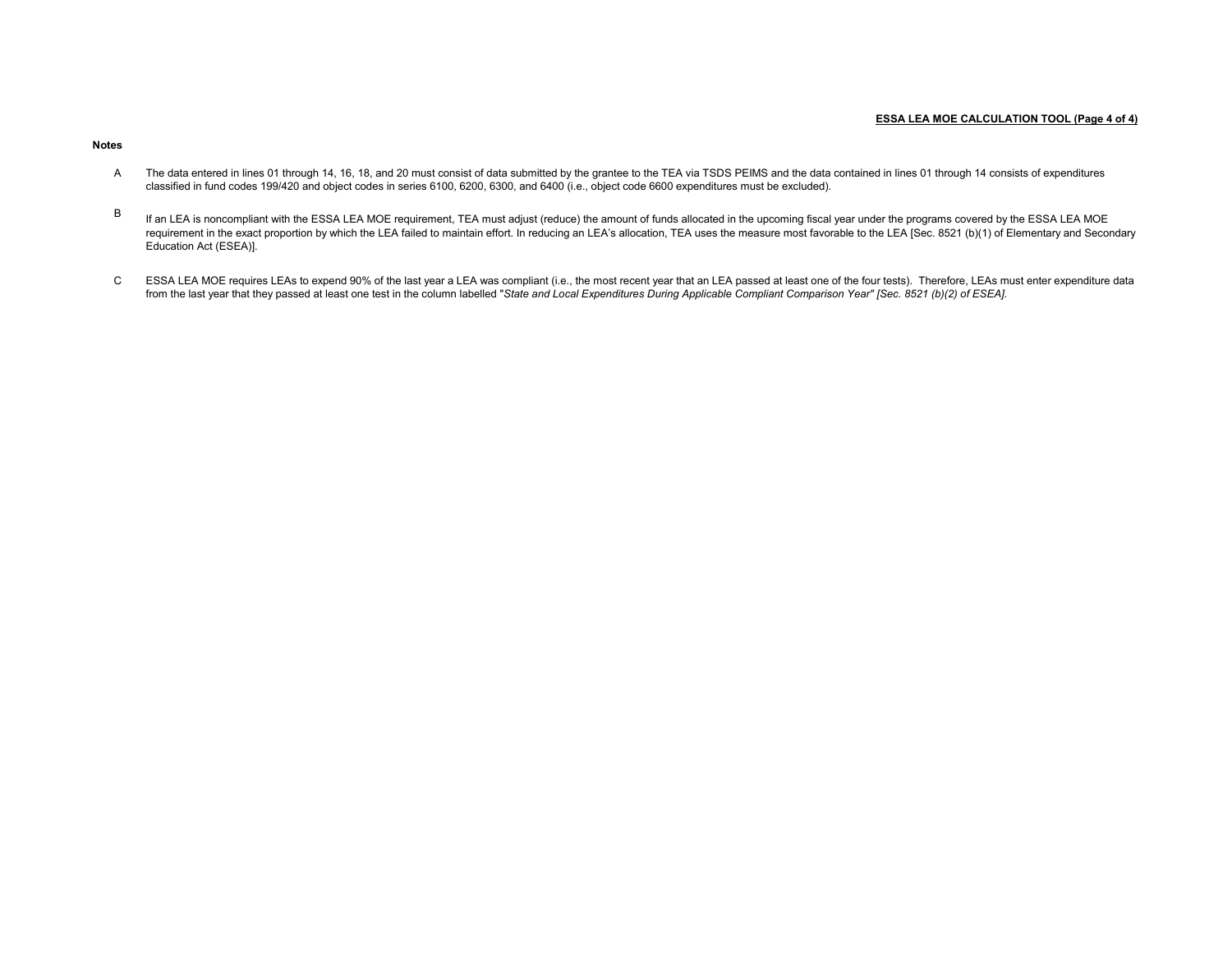**Notes**

A The data entered in lines 01 through 14, 16, 18, and 20 must consist of data submitted by the grantee to the TEA via TSDS PEIMS and the data contained in lines 01 through 14 consists of expenditures classified in fund codes 199/420 and object codes in series 6100, 6200, 6300, and 6400 (i.e., object code 6600 expenditures must be excluded).

B If an LEA is noncompliant with the ESSA LEA MOE requirement, TEA must adjust (reduce) the amount of funds allocated in the upcoming fiscal year under the programs covered by the ESSA LEA MOE requirement in the exact proportion by which the LEA failed to maintain effort. In reducing an LEA's allocation, TEA uses the measure most favorable to the LEA [Sec. 8521 (b)(1) of Elementary and Secondary Education Act (ESEA)].

C ESSA LEA MOE requires LEAs to expend 90% of the last year a LEA was compliant (i.e., the most recent year that an LEA passed at least one of the four tests). Therefore, LEAs must enter expenditure data from the last year that they passed at least one test in the column labelled "*State and Local Expenditures During Applicable Compliant Comparison Year" [Sec. 8521 (b)(2) of ESEA]*.